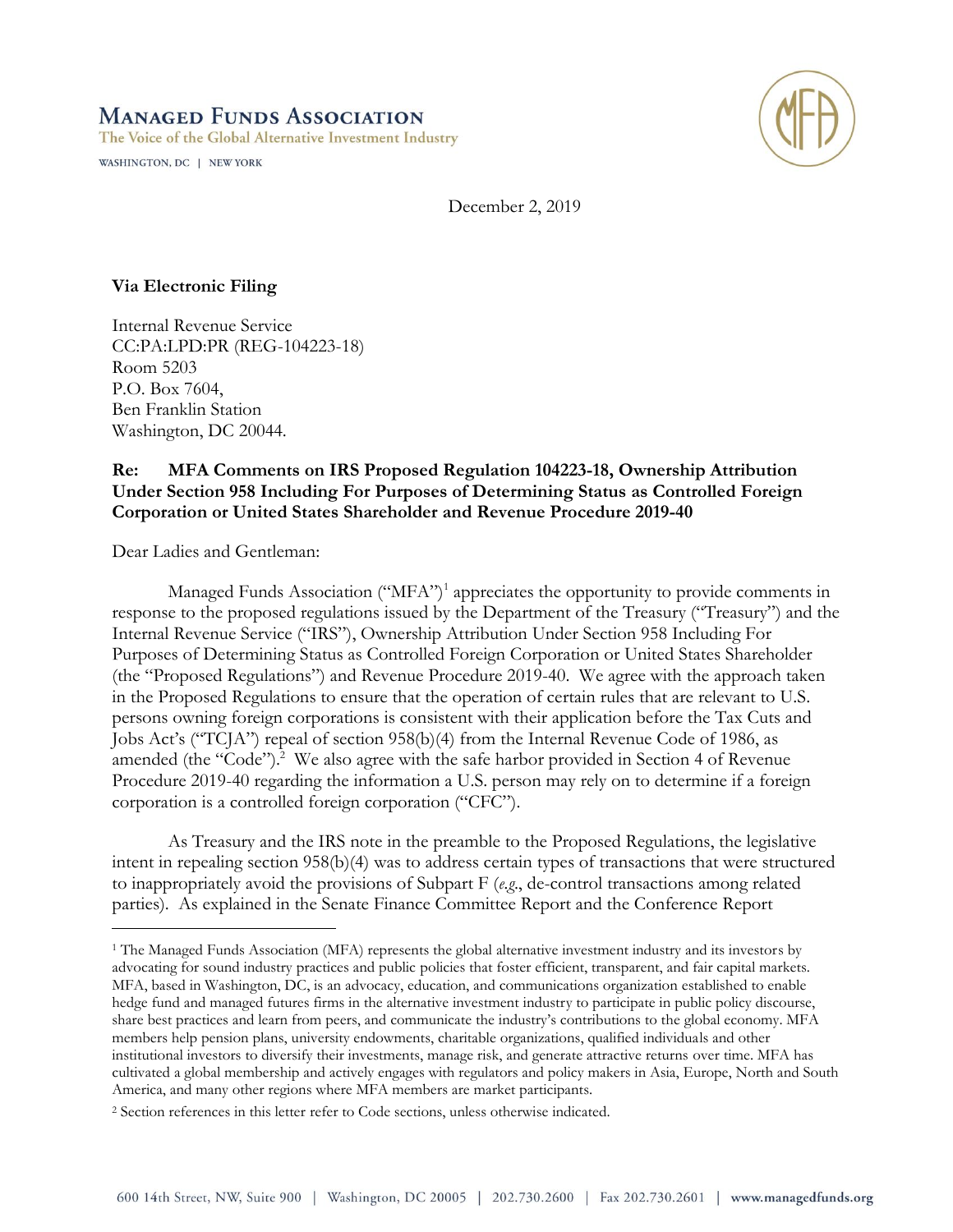# Managed Funds Association

The Voice of the Global Alternative Investment Industry

WASHINGTON, DC | NEW YORK

December 2, 2019

**Via Electronic Filing**

Internal Revenue Service
CC:PA:LPD:PR (REG-104223-18)
Room 5203
P.O. Box 7604,
Ben Franklin Station
Washington, DC 20044.

**Re: MFA Comments on IRS Proposed Regulation 104223-18, Ownership Attribution Under Section 958 Including For Purposes of Determining Status as Controlled Foreign Corporation or United States Shareholder and Revenue Procedure 2019-40**

Dear Ladies and Gentleman:

Managed Funds Association ("MFA")[1] appreciates the opportunity to provide comments in response to the proposed regulations issued by the Department of the Treasury ("Treasury") and the Internal Revenue Service ("IRS"), Ownership Attribution Under Section 958 Including For Purposes of Determining Status as Controlled Foreign Corporation or United States Shareholder (the "Proposed Regulations") and Revenue Procedure 2019-40. We agree with the approach taken in the Proposed Regulations to ensure that the operation of certain rules that are relevant to U.S. persons owning foreign corporations is consistent with their application before the Tax Cuts and Jobs Act's ("TCJA") repeal of section 958(b)(4) from the Internal Revenue Code of 1986, as amended (the "Code").[2] We also agree with the safe harbor provided in Section 4 of Revenue Procedure 2019-40 regarding the information a U.S. person may rely on to determine if a foreign corporation is a controlled foreign corporation ("CFC").

As Treasury and the IRS note in the preamble to the Proposed Regulations, the legislative intent in repealing section 958(b)(4) was to address certain types of transactions that were structured to inappropriately avoid the provisions of Subpart F (*e.g.*, de-control transactions among related parties). As explained in the Senate Finance Committee Report and the Conference Report

---

[1] The Managed Funds Association (MFA) represents the global alternative investment industry and its investors by advocating for sound industry practices and public policies that foster efficient, transparent, and fair capital markets. MFA, based in Washington, DC, is an advocacy, education, and communications organization established to enable hedge fund and managed futures firms in the alternative investment industry to participate in public policy discourse, share best practices and learn from peers, and communicate the industry's contributions to the global economy. MFA members help pension plans, university endowments, charitable organizations, qualified individuals and other institutional investors to diversify their investments, manage risk, and generate attractive returns over time. MFA has cultivated a global membership and actively engages with regulators and policy makers in Asia, Europe, North and South America, and many other regions where MFA members are market participants.

[2] Section references in this letter refer to Code sections, unless otherwise indicated.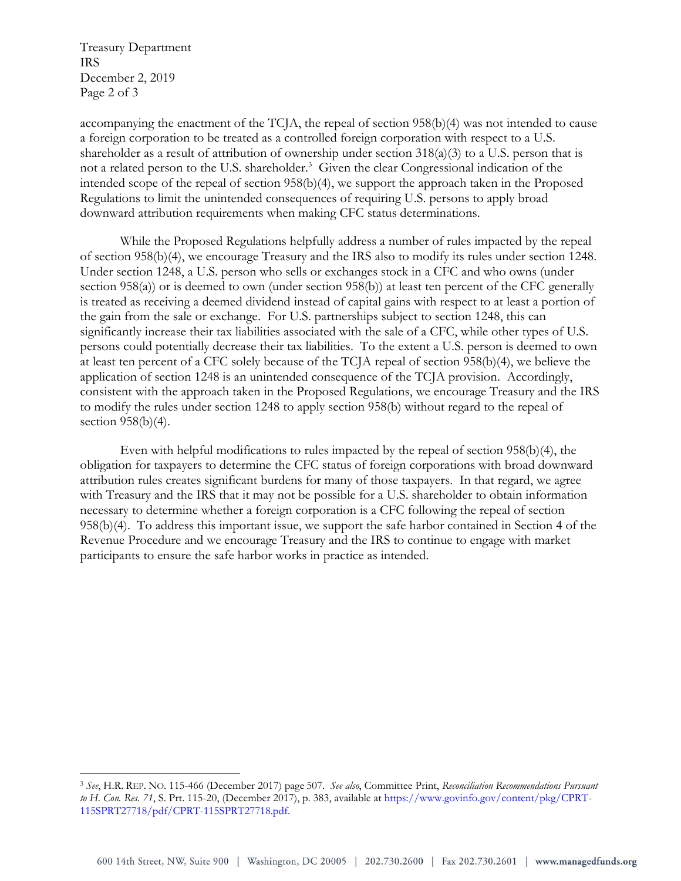accompanying the enactment of the TCJA, the repeal of section 958(b)(4) was not intended to cause a foreign corporation to be treated as a controlled foreign corporation with respect to a U.S. shareholder as a result of attribution of ownership under section 318(a)(3) to a U.S. person that is not a related person to the U.S. shareholder.[3] Given the clear Congressional indication of the intended scope of the repeal of section 958(b)(4), we support the approach taken in the Proposed Regulations to limit the unintended consequences of requiring U.S. persons to apply broad downward attribution requirements when making CFC status determinations.

While the Proposed Regulations helpfully address a number of rules impacted by the repeal of section 958(b)(4), we encourage Treasury and the IRS also to modify its rules under section 1248. Under section 1248, a U.S. person who sells or exchanges stock in a CFC and who owns (under section 958(a)) or is deemed to own (under section 958(b)) at least ten percent of the CFC generally is treated as receiving a deemed dividend instead of capital gains with respect to at least a portion of the gain from the sale or exchange. For U.S. partnerships subject to section 1248, this can significantly increase their tax liabilities associated with the sale of a CFC, while other types of U.S. persons could potentially decrease their tax liabilities. To the extent a U.S. person is deemed to own at least ten percent of a CFC solely because of the TCJA repeal of section 958(b)(4), we believe the application of section 1248 is an unintended consequence of the TCJA provision. Accordingly, consistent with the approach taken in the Proposed Regulations, we encourage Treasury and the IRS to modify the rules under section 1248 to apply section 958(b) without regard to the repeal of section 958(b)(4).

Even with helpful modifications to rules impacted by the repeal of section 958(b)(4), the obligation for taxpayers to determine the CFC status of foreign corporations with broad downward attribution rules creates significant burdens for many of those taxpayers. In that regard, we agree with Treasury and the IRS that it may not be possible for a U.S. shareholder to obtain information necessary to determine whether a foreign corporation is a CFC following the repeal of section 958(b)(4). To address this important issue, we support the safe harbor contained in Section 4 of the Revenue Procedure and we encourage Treasury and the IRS to continue to engage with market participants to ensure the safe harbor works in practice as intended.

---

[3] *See*, H.R. REP. NO. 115-466 (December 2017) page 507. *See also*, Committee Print, *Reconciliation Recommendations Pursuant to H. Con. Res. 71*, S. Prt. 115-20, (December 2017), p. 383, available at https://www.govinfo.gov/content/pkg/CPRT-115SPRT27718/pdf/CPRT-115SPRT27718.pdf.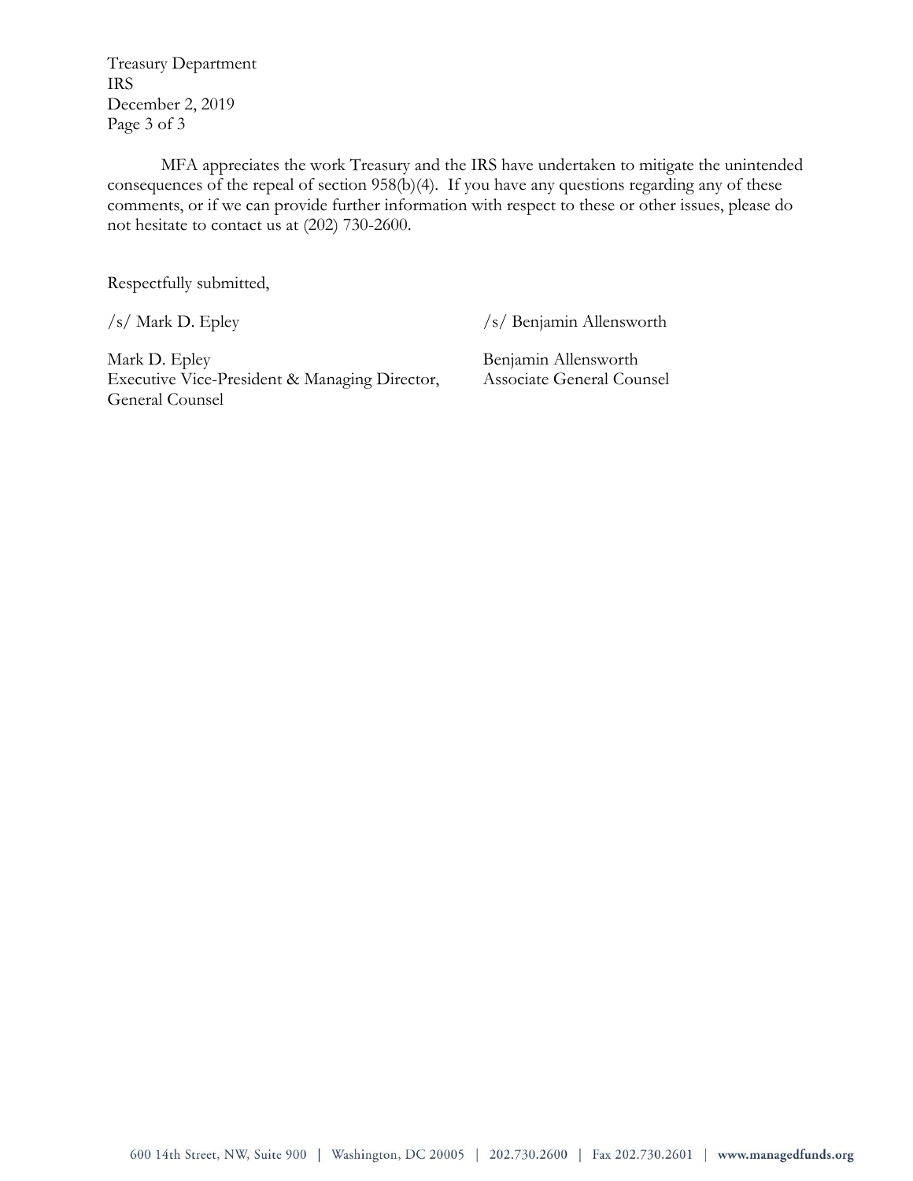MFA appreciates the work Treasury and the IRS have undertaken to mitigate the unintended consequences of the repeal of section 958(b)(4). If you have any questions regarding any of these comments, or if we can provide further information with respect to these or other issues, please do not hesitate to contact us at (202) 730-2600.

Respectfully submitted,

/s/ Mark D. Epley

Mark D. Epley
Executive Vice-President & Managing Director, General Counsel

/s/ Benjamin Allensworth

Benjamin Allensworth
Associate General Counsel